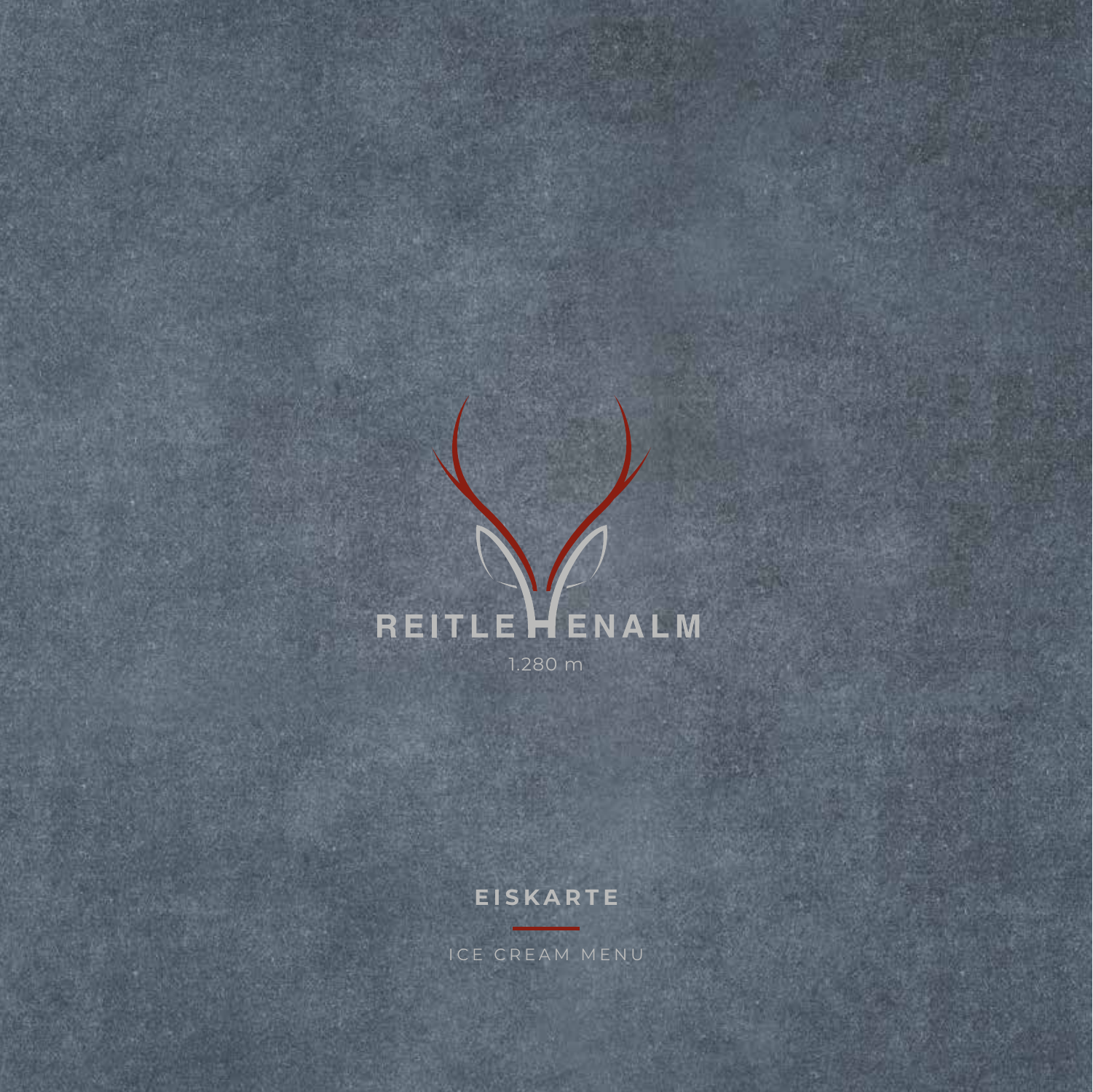# REITLEHENALM

1.280 m

## EISKARTE

ICE CREAM MENU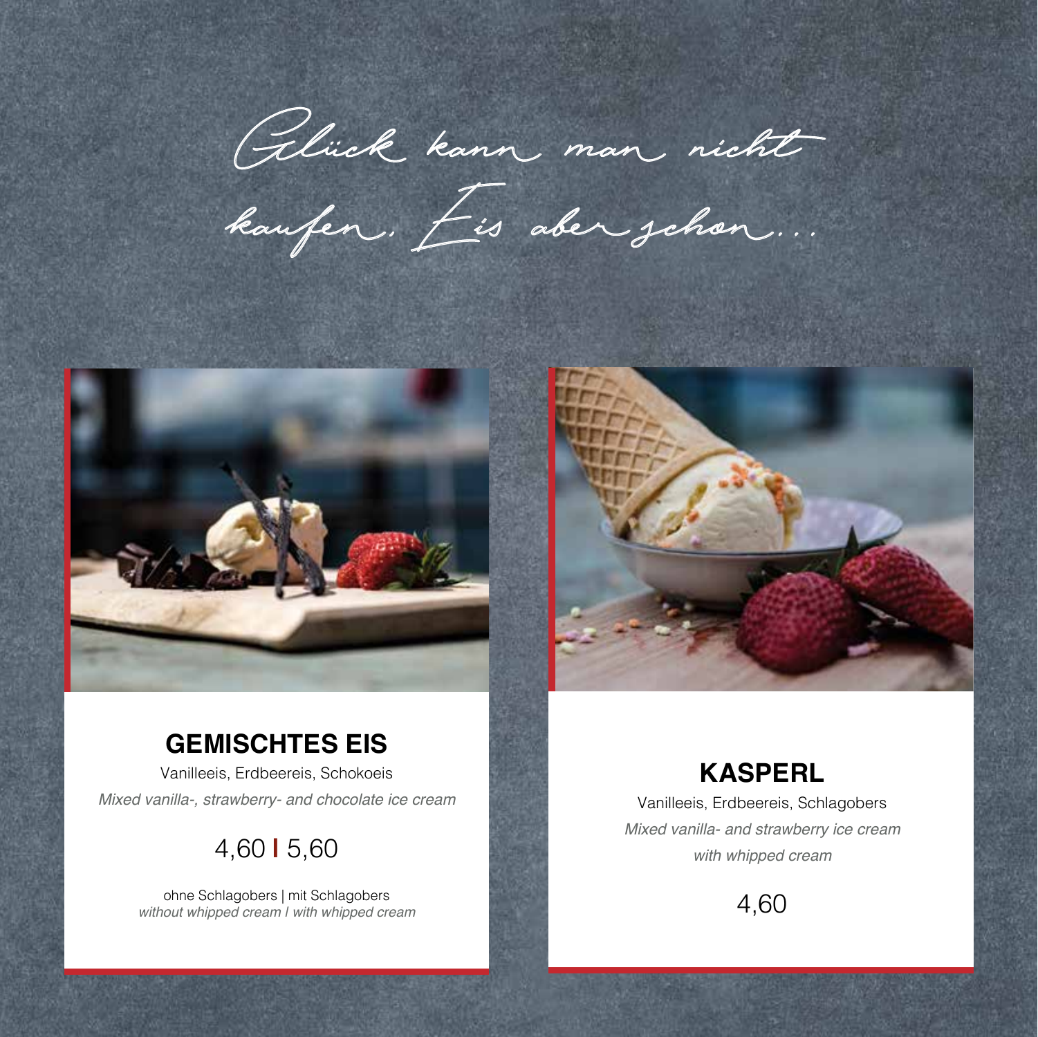*Glück kann man nicht kaufen. Eis aber schon...*

## GEMISCHTES EIS

Vanilleeis, Erdbeereis, Schokoeis

*Mixed vanilla-, strawberry- and chocolate ice cream*

4,60 | 5,60

ohne Schlagobers | mit Schlagobers
*without whipped cream | with whipped cream*

## KASPERL

Vanilleeis, Erdbeereis, Schlagobers

*Mixed vanilla- and strawberry ice cream with whipped cream*

4,60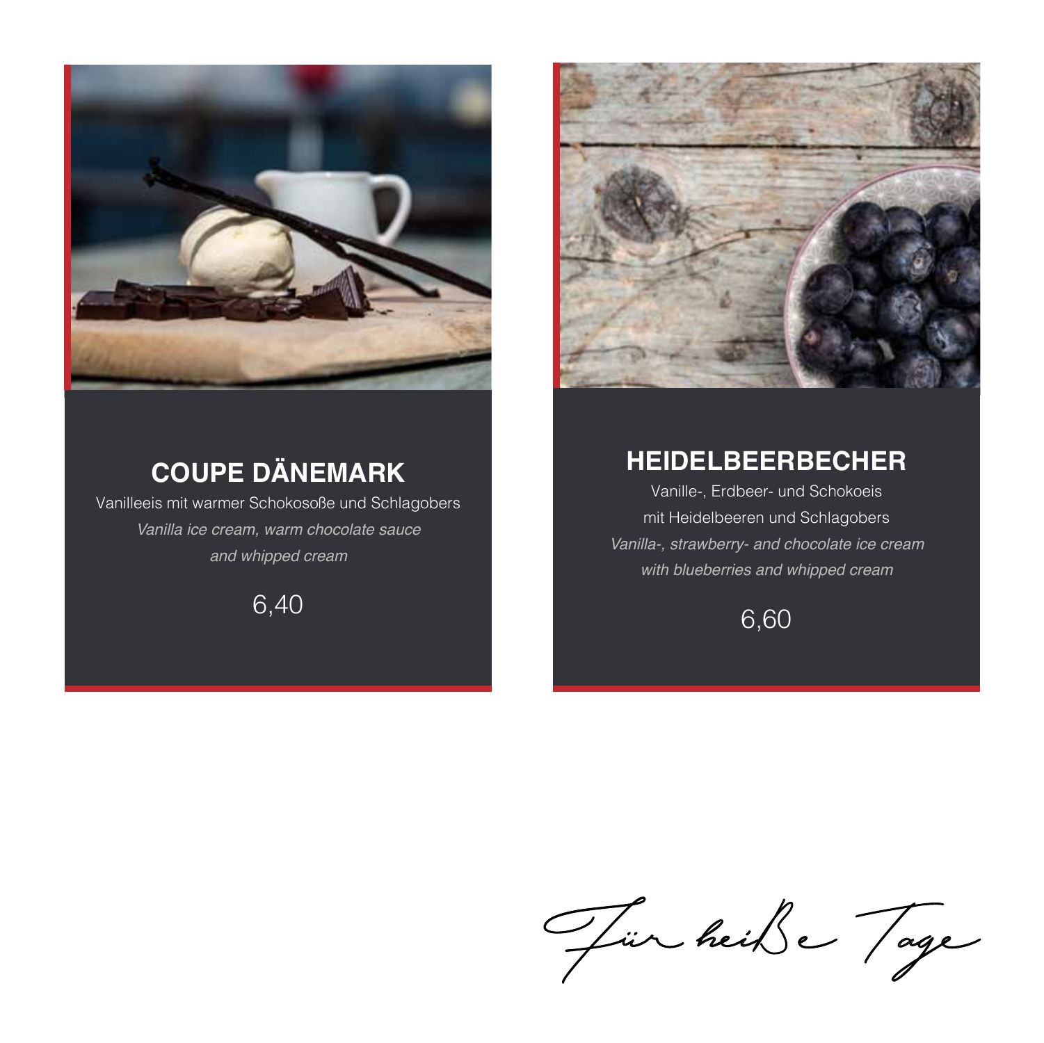## COUPE DÄNEMARK

Vanilleeis mit warmer Schokosoße und Schlagobers

*Vanilla ice cream, warm chocolate sauce and whipped cream*

6,40

## HEIDELBEERBECHER

Vanille-, Erdbeer- und Schokoeis mit Heidelbeeren und Schlagobers

*Vanilla-, strawberry- and chocolate ice cream with blueberries and whipped cream*

6,60

*Für heiße Tage*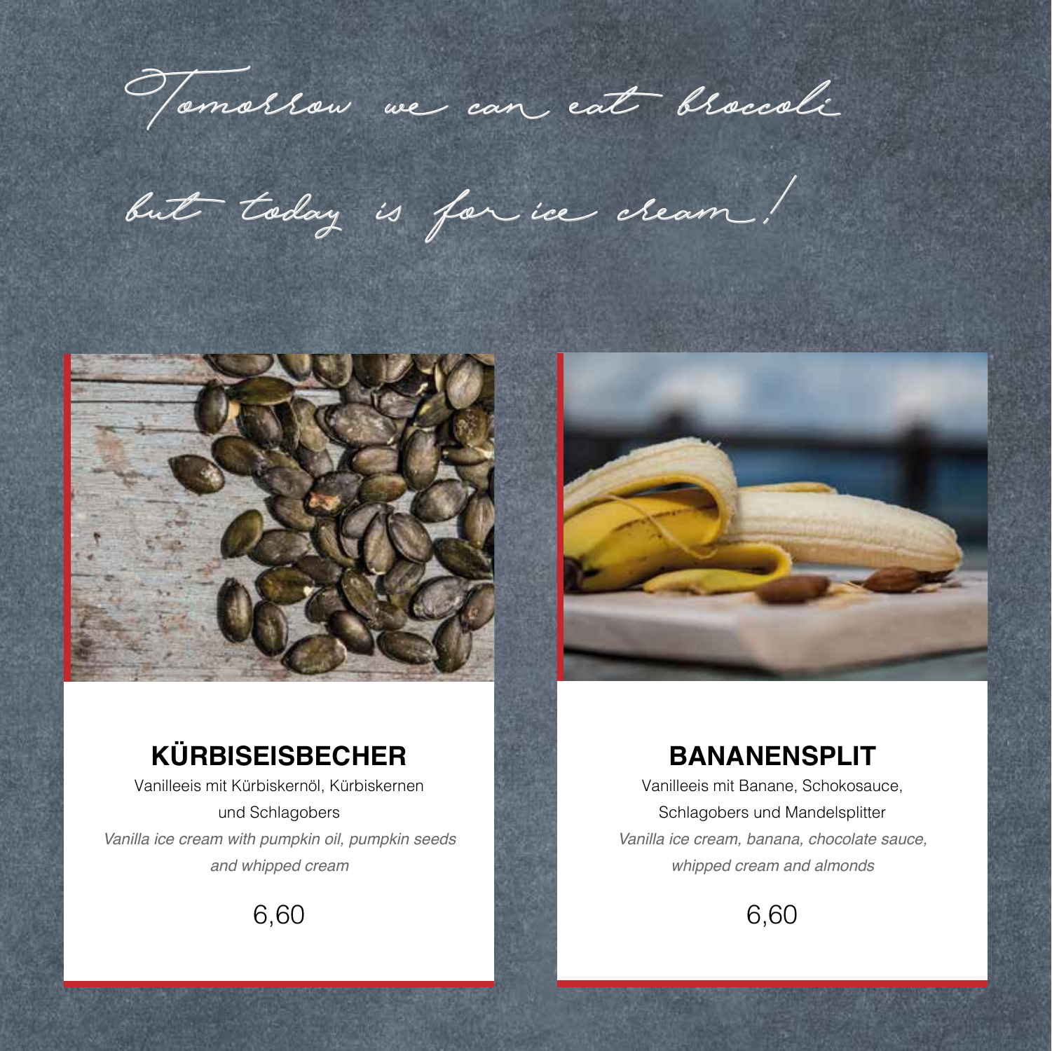*Tomorrow we can eat broccoli*

*but today is for ice cream!*

## KÜRBISEISBECHER

Vanilleeis mit Kürbiskernöl, Kürbiskernen und Schlagobers

*Vanilla ice cream with pumpkin oil, pumpkin seeds and whipped cream*

6,60

## BANANENSPLIT

Vanilleeis mit Banane, Schokosauce, Schlagobers und Mandelsplitter

*Vanilla ice cream, banana, chocolate sauce, whipped cream and almonds*

6,60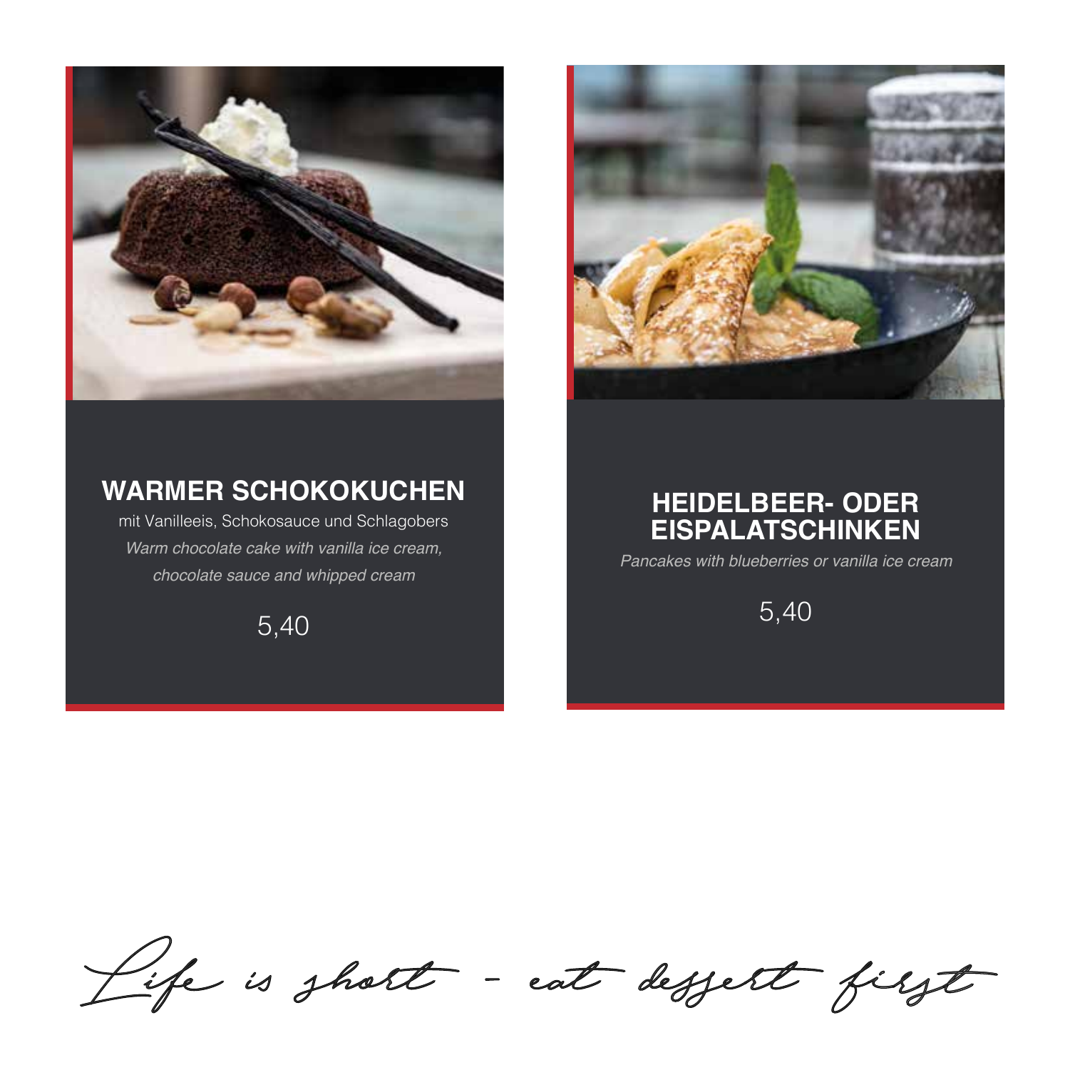## WARMER SCHOKOKUCHEN

mit Vanilleeis, Schokosauce und Schlagobers

*Warm chocolate cake with vanilla ice cream, chocolate sauce and whipped cream*

5,40

## HEIDELBEER- ODER EISPALATSCHINKEN

*Pancakes with blueberries or vanilla ice cream*

5,40

*Life is short - eat dessert first*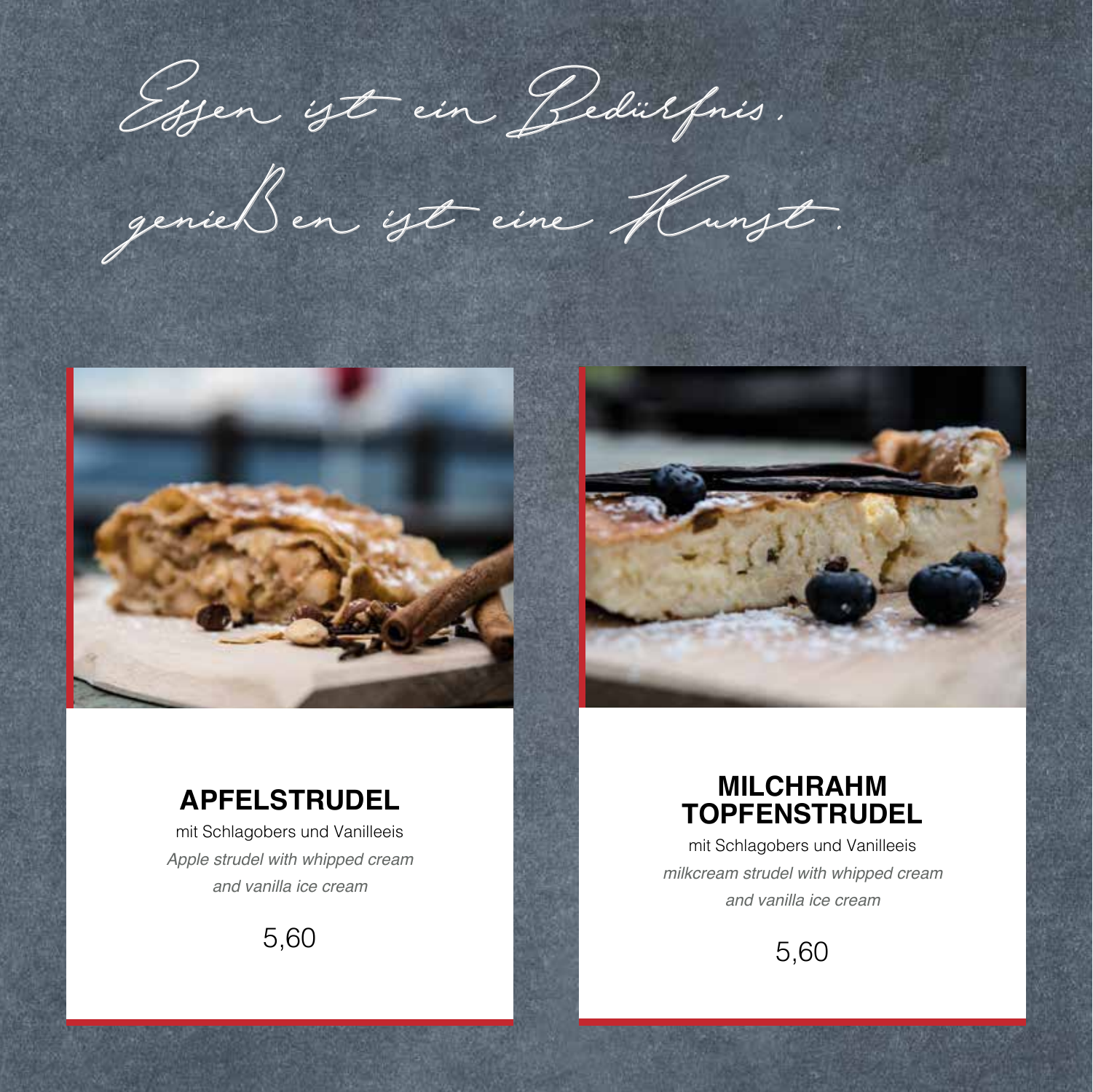*Essen ist ein Bedürfnis,*
*genießen ist eine Kunst.*

## APFELSTRUDEL

mit Schlagobers und Vanilleeis

*Apple strudel with whipped cream and vanilla ice cream*

5,60

## MILCHRAHM TOPFENSTRUDEL

mit Schlagobers und Vanilleeis

*milkcream strudel with whipped cream and vanilla ice cream*

5,60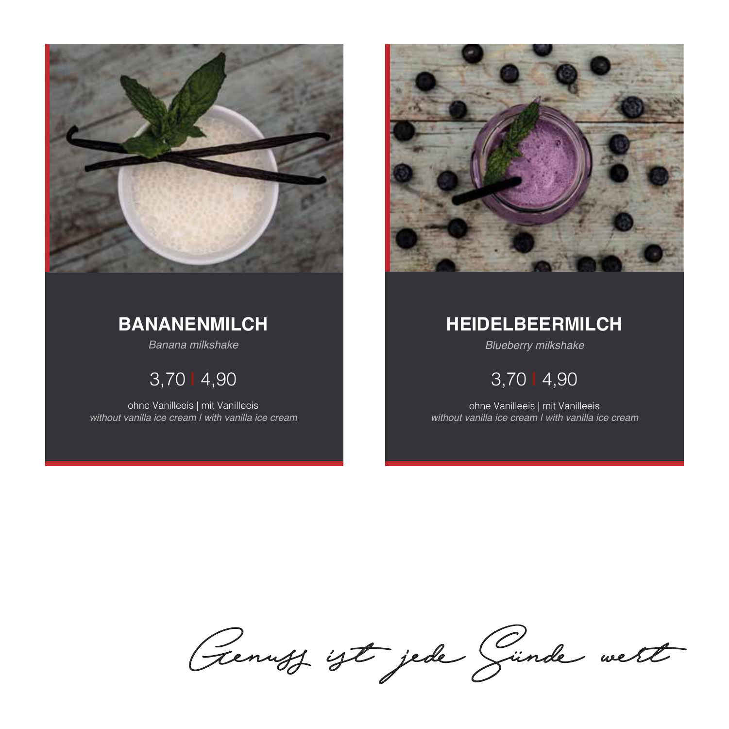## BANANENMILCH

*Banana milkshake*

3,70 | 4,90

ohne Vanilleeis | mit Vanilleeis
*without vanilla ice cream / with vanilla ice cream*

## HEIDELBEERMILCH

*Blueberry milkshake*

3,70 | 4,90

ohne Vanilleeis | mit Vanilleeis
*without vanilla ice cream / with vanilla ice cream*

*Genuss ist jede Sünde wert*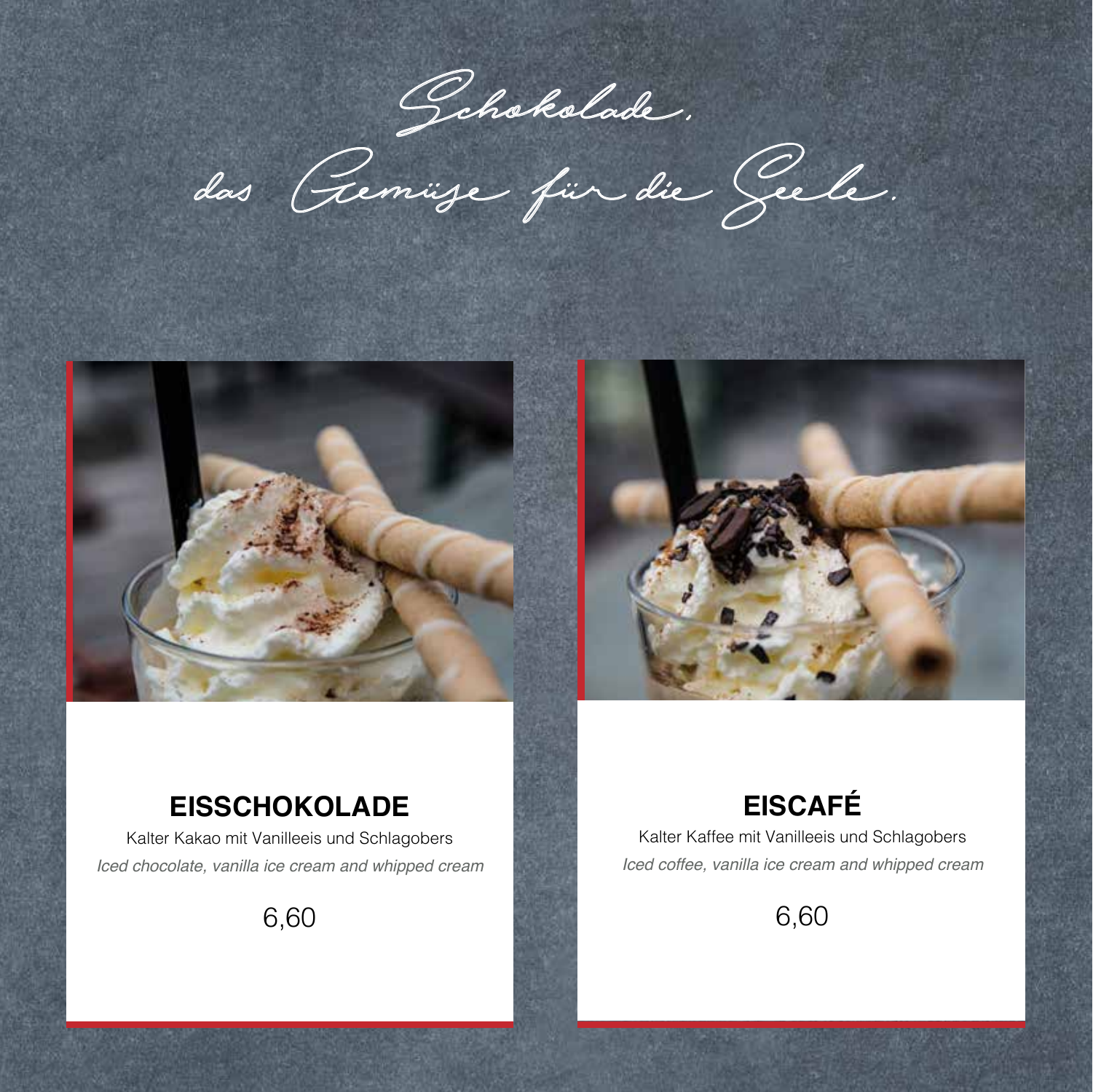*Schokolade,*
*das Gemüse für die Seele.*

## EISSCHOKOLADE

Kalter Kakao mit Vanilleeis und Schlagobers

*Iced chocolate, vanilla ice cream and whipped cream*

6,60

## EISCAFÉ

Kalter Kaffee mit Vanilleeis und Schlagobers

*Iced coffee, vanilla ice cream and whipped cream*

6,60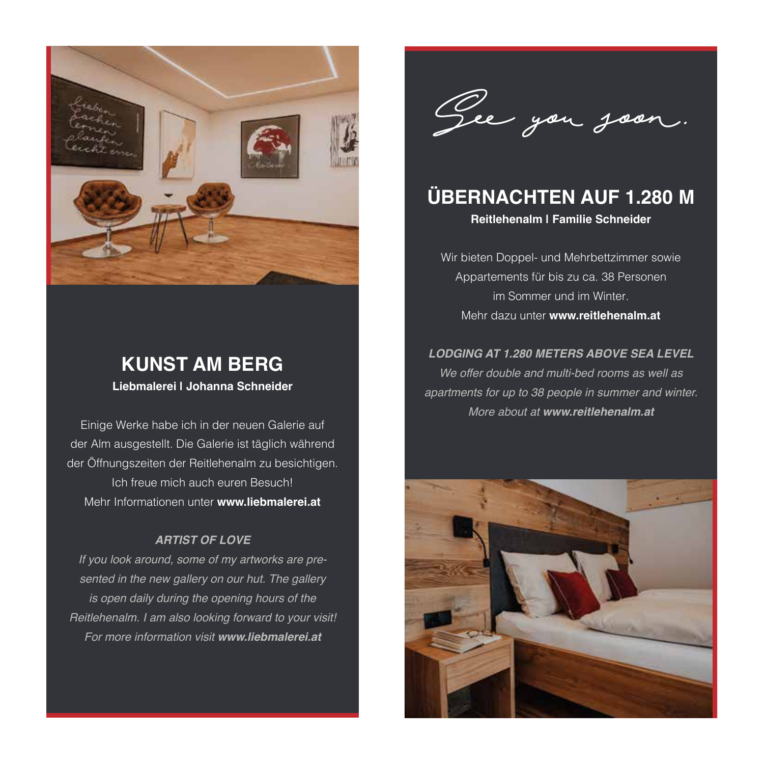## KUNST AM BERG

**Liebmalerei | Johanna Schneider**

Einige Werke habe ich in der neuen Galerie auf der Alm ausgestellt. Die Galerie ist täglich während der Öffnungszeiten der Reitlehenalm zu besichtigen. Ich freue mich auch euren Besuch! Mehr Informationen unter **www.liebmalerei.at**

***ARTIST OF LOVE***

*If you look around, some of my artworks are presented in the new gallery on our hut. The gallery is open daily during the opening hours of the Reitlehenalm. I am also looking forward to your visit! For more information visit* ***www.liebmalerei.at***

See you soon.

## ÜBERNACHTEN AUF 1.280 M

**Reitlehenalm | Familie Schneider**

Wir bieten Doppel- und Mehrbettzimmer sowie Appartements für bis zu ca. 38 Personen im Sommer und im Winter. Mehr dazu unter **www.reitlehenalm.at**

***LODGING AT 1.280 METERS ABOVE SEA LEVEL***

*We offer double and multi-bed rooms as well as apartments for up to 38 people in summer and winter. More about at* ***www.reitlehenalm.at***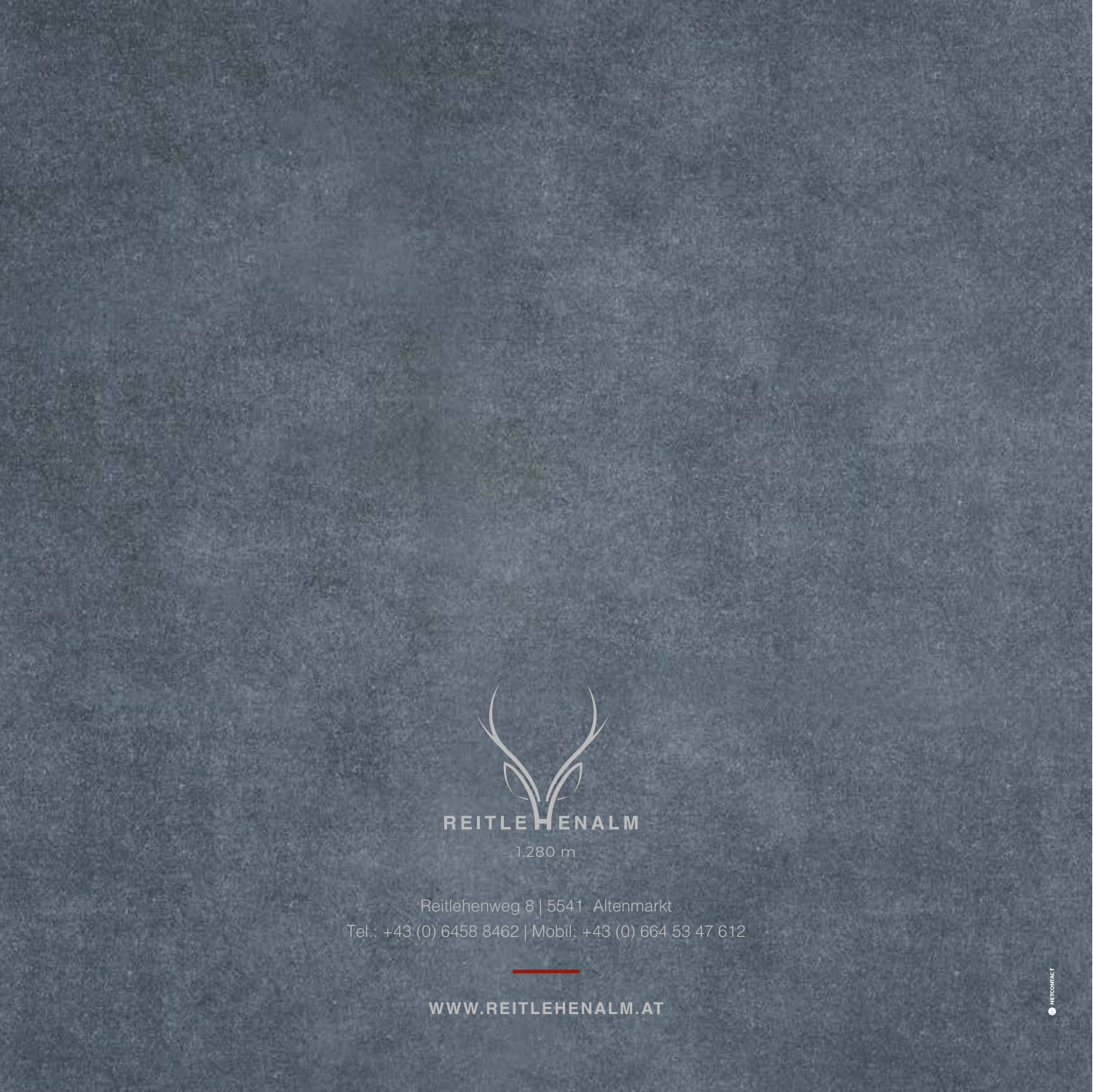REITLEHENALM

1.280 m

Reitlehenweg 8 | 5541 Altenmarkt

Tel.: +43 (0) 6458 8462 | Mobil: +43 (0) 664 53 47 612

**WWW.REITLEHENALM.AT**

NETCONTACT